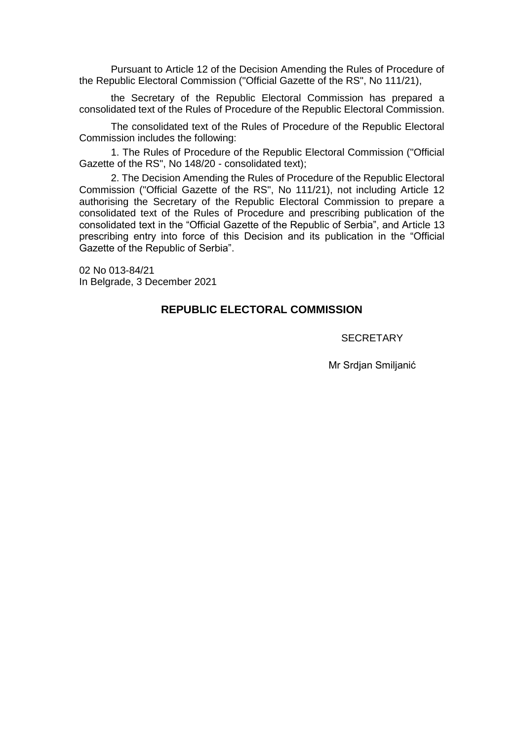Pursuant to Article 12 of the Decision Amending the Rules of Procedure of the Republic Electoral Commission ("Official Gazette of the RS", No 111/21),

the Secretary of the Republic Electoral Commission has prepared a consolidated text of the Rules of Procedure of the Republic Electoral Commission.

The consolidated text of the Rules of Procedure of the Republic Electoral Commission includes the following:

1. The Rules of Procedure of the Republic Electoral Commission ("Official Gazette of the RS", No 148/20 - consolidated text);

2. The Decision Amending the Rules of Procedure of the Republic Electoral Commission ("Official Gazette of the RS", No 111/21), not including Article 12 authorising the Secretary of the Republic Electoral Commission to prepare a consolidated text of the Rules of Procedure and prescribing publication of the consolidated text in the "Official Gazette of the Republic of Serbia", and Article 13 prescribing entry into force of this Decision and its publication in the "Official Gazette of the Republic of Serbia".

02 No 013-84/21
In Belgrade, 3 December 2021

**REPUBLIC ELECTORAL COMMISSION**

SECRETARY

Mr Srdjan Smiljanić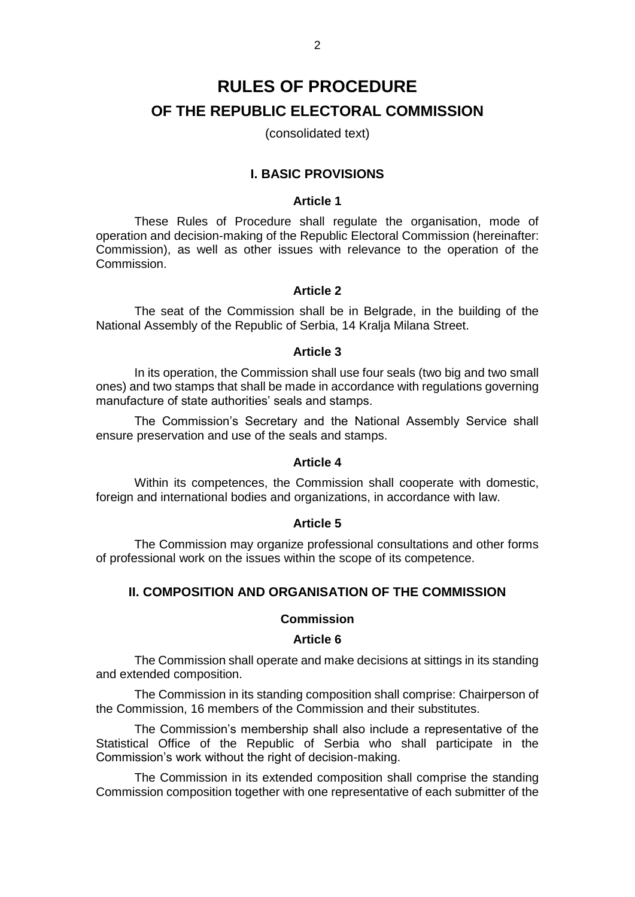# RULES OF PROCEDURE

## OF THE REPUBLIC ELECTORAL COMMISSION

(consolidated text)

### I. BASIC PROVISIONS

#### Article 1

These Rules of Procedure shall regulate the organisation, mode of operation and decision-making of the Republic Electoral Commission (hereinafter: Commission), as well as other issues with relevance to the operation of the Commission.

#### Article 2

The seat of the Commission shall be in Belgrade, in the building of the National Assembly of the Republic of Serbia, 14 Kralja Milana Street.

#### Article 3

In its operation, the Commission shall use four seals (two big and two small ones) and two stamps that shall be made in accordance with regulations governing manufacture of state authorities' seals and stamps.

The Commission's Secretary and the National Assembly Service shall ensure preservation and use of the seals and stamps.

#### Article 4

Within its competences, the Commission shall cooperate with domestic, foreign and international bodies and organizations, in accordance with law.

#### Article 5

The Commission may organize professional consultations and other forms of professional work on the issues within the scope of its competence.

### II. COMPOSITION AND ORGANISATION OF THE COMMISSION

#### Commission

#### Article 6

The Commission shall operate and make decisions at sittings in its standing and extended composition.

The Commission in its standing composition shall comprise: Chairperson of the Commission, 16 members of the Commission and their substitutes.

The Commission's membership shall also include a representative of the Statistical Office of the Republic of Serbia who shall participate in the Commission's work without the right of decision-making.

The Commission in its extended composition shall comprise the standing Commission composition together with one representative of each submitter of the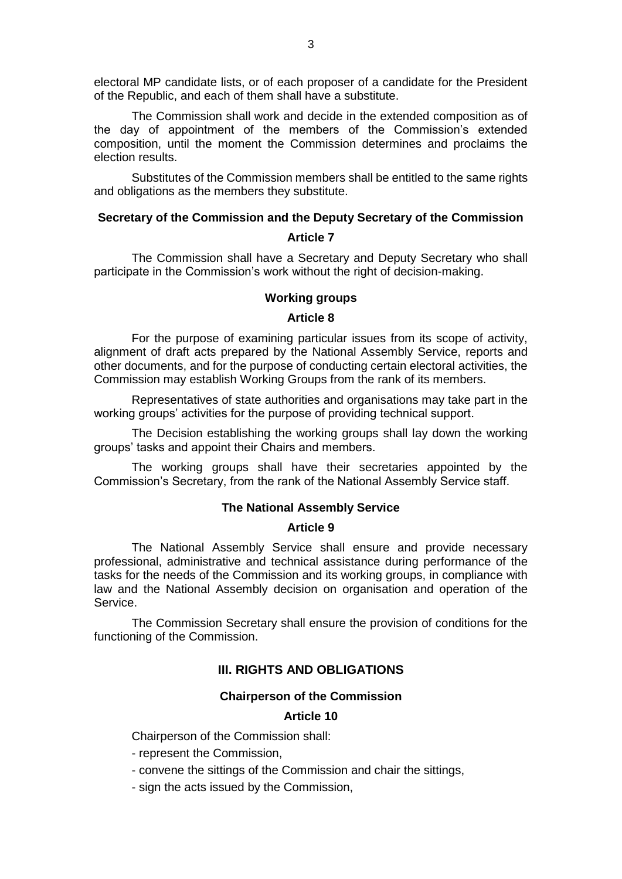electoral MP candidate lists, or of each proposer of a candidate for the President of the Republic, and each of them shall have a substitute.

The Commission shall work and decide in the extended composition as of the day of appointment of the members of the Commission's extended composition, until the moment the Commission determines and proclaims the election results.

Substitutes of the Commission members shall be entitled to the same rights and obligations as the members they substitute.

### Secretary of the Commission and the Deputy Secretary of the Commission

#### Article 7

The Commission shall have a Secretary and Deputy Secretary who shall participate in the Commission's work without the right of decision-making.

### Working groups

#### Article 8

For the purpose of examining particular issues from its scope of activity, alignment of draft acts prepared by the National Assembly Service, reports and other documents, and for the purpose of conducting certain electoral activities, the Commission may establish Working Groups from the rank of its members.

Representatives of state authorities and organisations may take part in the working groups' activities for the purpose of providing technical support.

The Decision establishing the working groups shall lay down the working groups' tasks and appoint their Chairs and members.

The working groups shall have their secretaries appointed by the Commission's Secretary, from the rank of the National Assembly Service staff.

### The National Assembly Service

#### Article 9

The National Assembly Service shall ensure and provide necessary professional, administrative and technical assistance during performance of the tasks for the needs of the Commission and its working groups, in compliance with law and the National Assembly decision on organisation and operation of the Service.

The Commission Secretary shall ensure the provision of conditions for the functioning of the Commission.

## III. RIGHTS AND OBLIGATIONS

### Chairperson of the Commission

#### Article 10

Chairperson of the Commission shall:

- represent the Commission,
- convene the sittings of the Commission and chair the sittings,
- sign the acts issued by the Commission,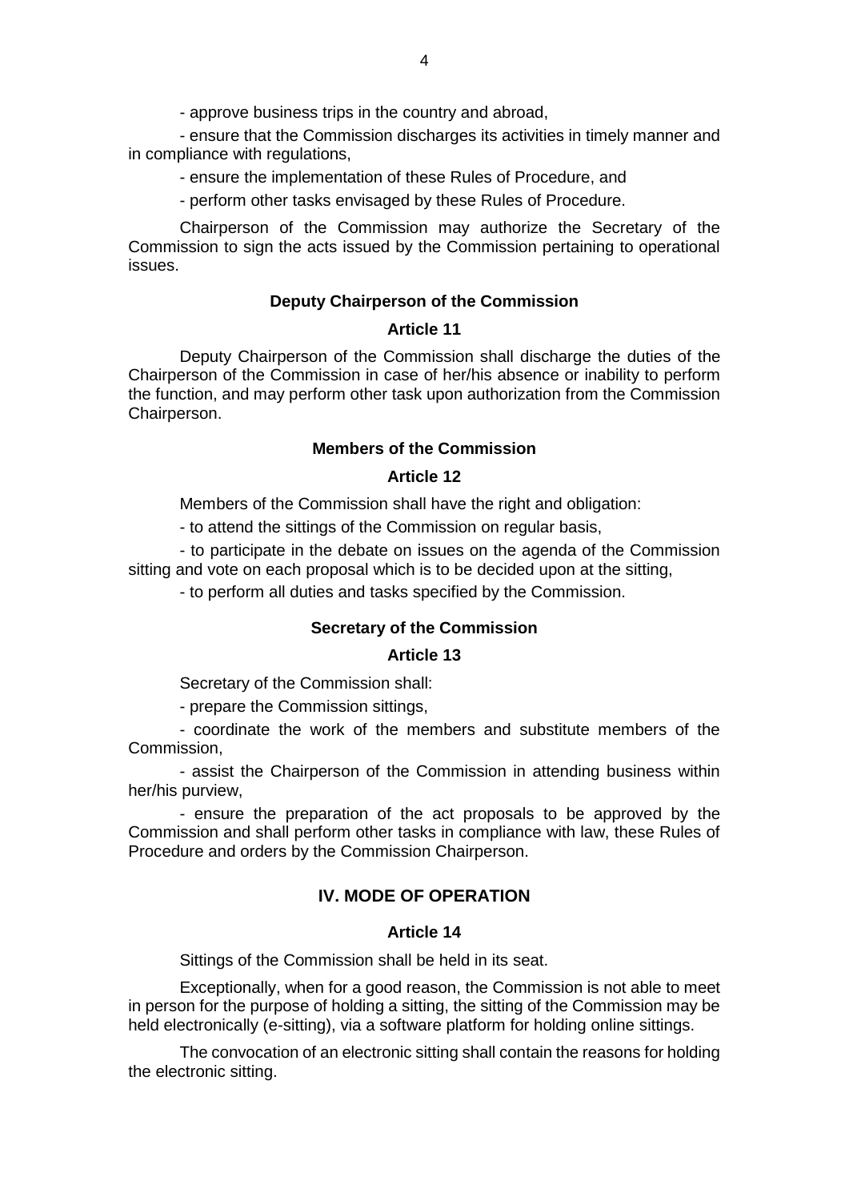- approve business trips in the country and abroad,

- ensure that the Commission discharges its activities in timely manner and in compliance with regulations,

- ensure the implementation of these Rules of Procedure, and

- perform other tasks envisaged by these Rules of Procedure.

Chairperson of the Commission may authorize the Secretary of the Commission to sign the acts issued by the Commission pertaining to operational issues.

### Deputy Chairperson of the Commission

### Article 11

Deputy Chairperson of the Commission shall discharge the duties of the Chairperson of the Commission in case of her/his absence or inability to perform the function, and may perform other task upon authorization from the Commission Chairperson.

### Members of the Commission

### Article 12

Members of the Commission shall have the right and obligation:

- to attend the sittings of the Commission on regular basis,

- to participate in the debate on issues on the agenda of the Commission sitting and vote on each proposal which is to be decided upon at the sitting,

- to perform all duties and tasks specified by the Commission.

### Secretary of the Commission

### Article 13

Secretary of the Commission shall:

- prepare the Commission sittings,

- coordinate the work of the members and substitute members of the Commission,

- assist the Chairperson of the Commission in attending business within her/his purview,

- ensure the preparation of the act proposals to be approved by the Commission and shall perform other tasks in compliance with law, these Rules of Procedure and orders by the Commission Chairperson.

## IV. MODE OF OPERATION

### Article 14

Sittings of the Commission shall be held in its seat.

Exceptionally, when for a good reason, the Commission is not able to meet in person for the purpose of holding a sitting, the sitting of the Commission may be held electronically (e-sitting), via a software platform for holding online sittings.

The convocation of an electronic sitting shall contain the reasons for holding the electronic sitting.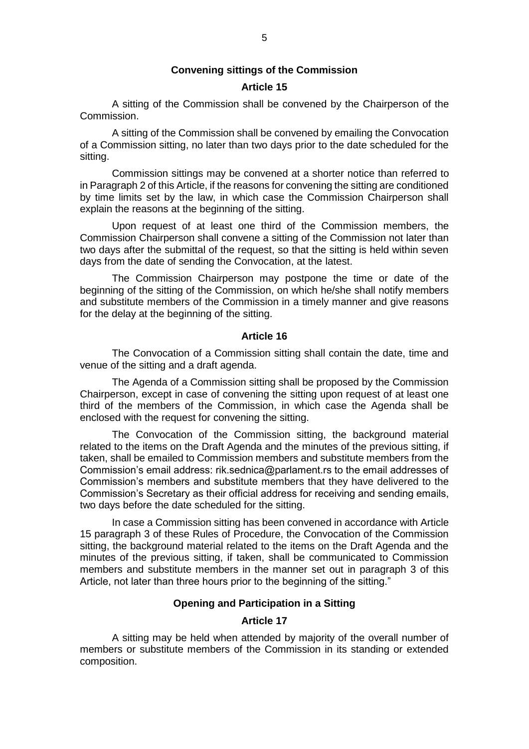### Convening sittings of the Commission

### Article 15

A sitting of the Commission shall be convened by the Chairperson of the Commission.

A sitting of the Commission shall be convened by emailing the Convocation of a Commission sitting, no later than two days prior to the date scheduled for the sitting.

Commission sittings may be convened at a shorter notice than referred to in Paragraph 2 of this Article, if the reasons for convening the sitting are conditioned by time limits set by the law, in which case the Commission Chairperson shall explain the reasons at the beginning of the sitting.

Upon request of at least one third of the Commission members, the Commission Chairperson shall convene a sitting of the Commission not later than two days after the submittal of the request, so that the sitting is held within seven days from the date of sending the Convocation, at the latest.

The Commission Chairperson may postpone the time or date of the beginning of the sitting of the Commission, on which he/she shall notify members and substitute members of the Commission in a timely manner and give reasons for the delay at the beginning of the sitting.

### Article 16

The Convocation of a Commission sitting shall contain the date, time and venue of the sitting and a draft agenda.

The Agenda of a Commission sitting shall be proposed by the Commission Chairperson, except in case of convening the sitting upon request of at least one third of the members of the Commission, in which case the Agenda shall be enclosed with the request for convening the sitting.

The Convocation of the Commission sitting, the background material related to the items on the Draft Agenda and the minutes of the previous sitting, if taken, shall be emailed to Commission members and substitute members from the Commission's email address: rik.sednica@parlament.rs to the email addresses of Commission's members and substitute members that they have delivered to the Commission's Secretary as their official address for receiving and sending emails, two days before the date scheduled for the sitting.

In case a Commission sitting has been convened in accordance with Article 15 paragraph 3 of these Rules of Procedure, the Convocation of the Commission sitting, the background material related to the items on the Draft Agenda and the minutes of the previous sitting, if taken, shall be communicated to Commission members and substitute members in the manner set out in paragraph 3 of this Article, not later than three hours prior to the beginning of the sitting."

### Opening and Participation in a Sitting

### Article 17

A sitting may be held when attended by majority of the overall number of members or substitute members of the Commission in its standing or extended composition.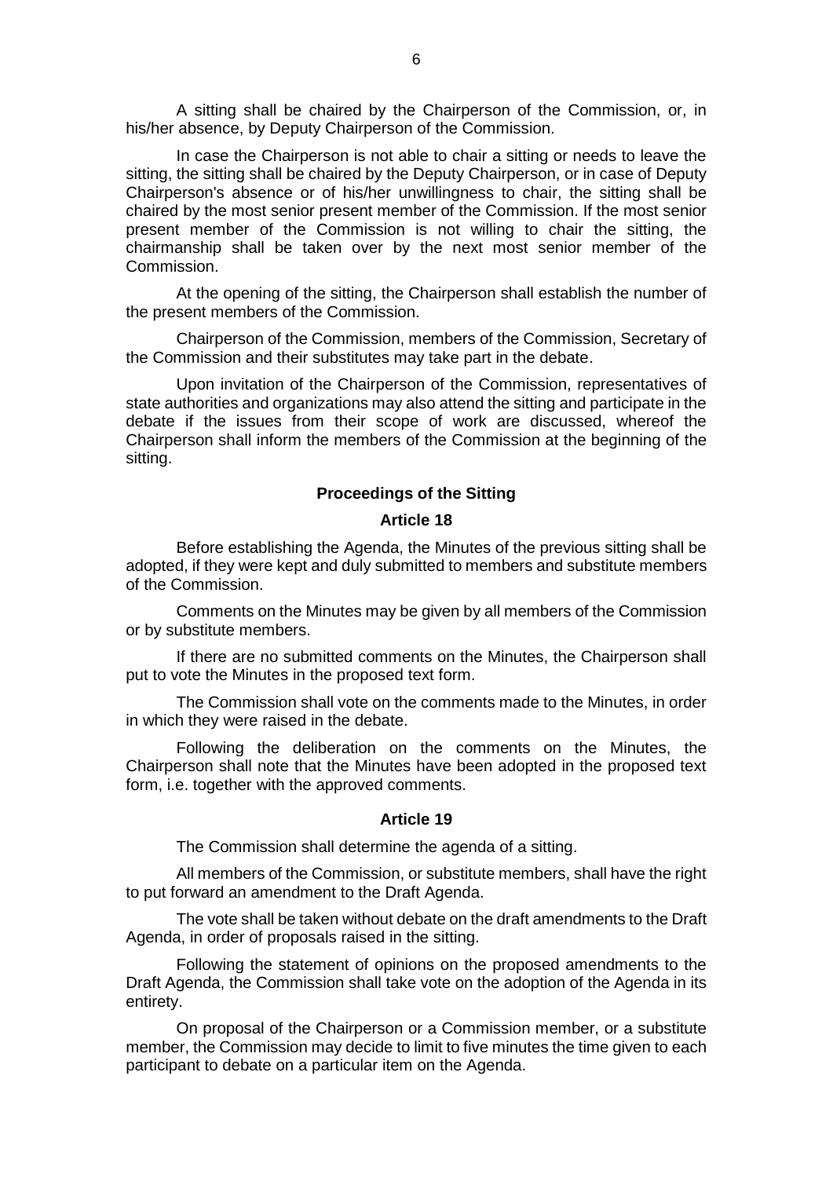A sitting shall be chaired by the Chairperson of the Commission, or, in his/her absence, by Deputy Chairperson of the Commission.

In case the Chairperson is not able to chair a sitting or needs to leave the sitting, the sitting shall be chaired by the Deputy Chairperson, or in case of Deputy Chairperson's absence or of his/her unwillingness to chair, the sitting shall be chaired by the most senior present member of the Commission. If the most senior present member of the Commission is not willing to chair the sitting, the chairmanship shall be taken over by the next most senior member of the Commission.

At the opening of the sitting, the Chairperson shall establish the number of the present members of the Commission.

Chairperson of the Commission, members of the Commission, Secretary of the Commission and their substitutes may take part in the debate.

Upon invitation of the Chairperson of the Commission, representatives of state authorities and organizations may also attend the sitting and participate in the debate if the issues from their scope of work are discussed, whereof the Chairperson shall inform the members of the Commission at the beginning of the sitting.

### Proceedings of the Sitting

### Article 18

Before establishing the Agenda, the Minutes of the previous sitting shall be adopted, if they were kept and duly submitted to members and substitute members of the Commission.

Comments on the Minutes may be given by all members of the Commission or by substitute members.

If there are no submitted comments on the Minutes, the Chairperson shall put to vote the Minutes in the proposed text form.

The Commission shall vote on the comments made to the Minutes, in order in which they were raised in the debate.

Following the deliberation on the comments on the Minutes, the Chairperson shall note that the Minutes have been adopted in the proposed text form, i.e. together with the approved comments.

### Article 19

The Commission shall determine the agenda of a sitting.

All members of the Commission, or substitute members, shall have the right to put forward an amendment to the Draft Agenda.

The vote shall be taken without debate on the draft amendments to the Draft Agenda, in order of proposals raised in the sitting.

Following the statement of opinions on the proposed amendments to the Draft Agenda, the Commission shall take vote on the adoption of the Agenda in its entirety.

On proposal of the Chairperson or a Commission member, or a substitute member, the Commission may decide to limit to five minutes the time given to each participant to debate on a particular item on the Agenda.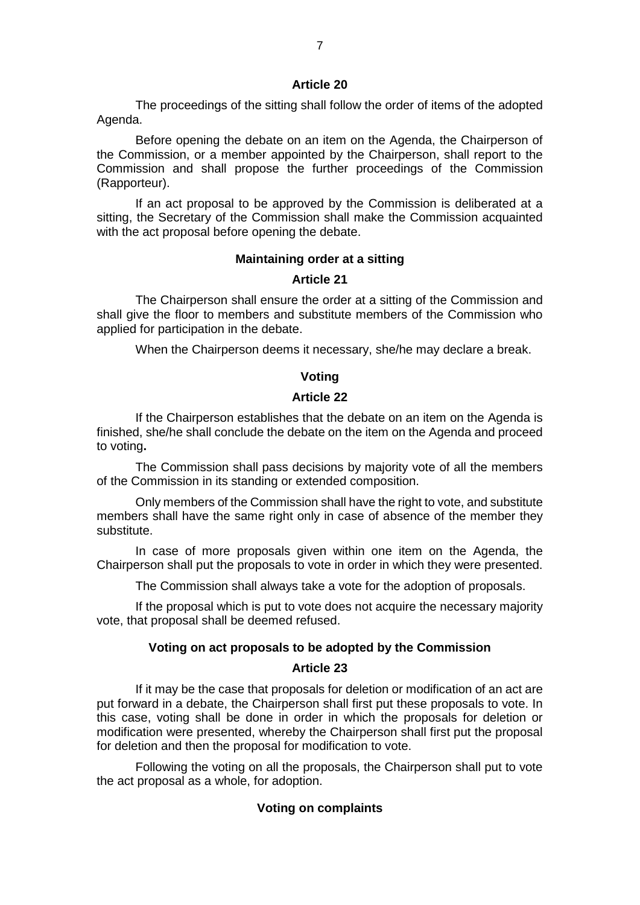**Article 20**

The proceedings of the sitting shall follow the order of items of the adopted Agenda.

Before opening the debate on an item on the Agenda, the Chairperson of the Commission, or a member appointed by the Chairperson, shall report to the Commission and shall propose the further proceedings of the Commission (Rapporteur).

If an act proposal to be approved by the Commission is deliberated at a sitting, the Secretary of the Commission shall make the Commission acquainted with the act proposal before opening the debate.

**Maintaining order at a sitting**

**Article 21**

The Chairperson shall ensure the order at a sitting of the Commission and shall give the floor to members and substitute members of the Commission who applied for participation in the debate.

When the Chairperson deems it necessary, she/he may declare a break.

**Voting**

**Article 22**

If the Chairperson establishes that the debate on an item on the Agenda is finished, she/he shall conclude the debate on the item on the Agenda and proceed to voting**.**

The Commission shall pass decisions by majority vote of all the members of the Commission in its standing or extended composition.

Only members of the Commission shall have the right to vote, and substitute members shall have the same right only in case of absence of the member they substitute.

In case of more proposals given within one item on the Agenda, the Chairperson shall put the proposals to vote in order in which they were presented.

The Commission shall always take a vote for the adoption of proposals.

If the proposal which is put to vote does not acquire the necessary majority vote, that proposal shall be deemed refused.

**Voting on act proposals to be adopted by the Commission**

**Article 23**

If it may be the case that proposals for deletion or modification of an act are put forward in a debate, the Chairperson shall first put these proposals to vote. In this case, voting shall be done in order in which the proposals for deletion or modification were presented, whereby the Chairperson shall first put the proposal for deletion and then the proposal for modification to vote.

Following the voting on all the proposals, the Chairperson shall put to vote the act proposal as a whole, for adoption.

**Voting on complaints**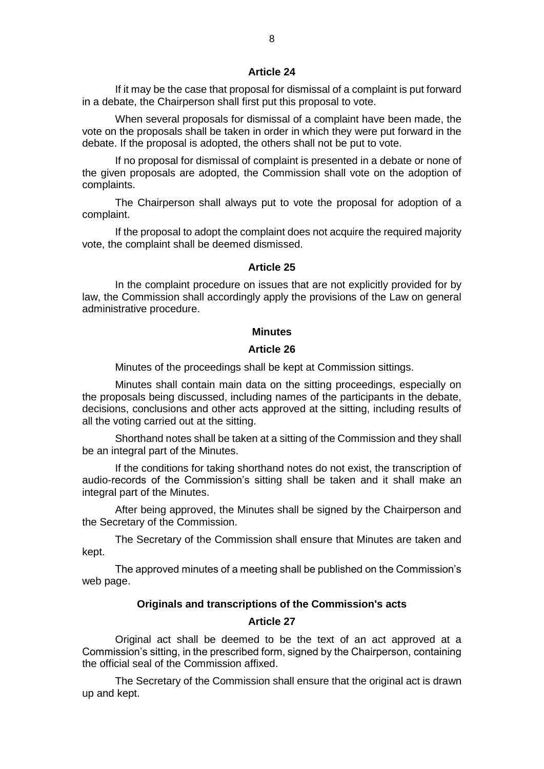### Article 24

If it may be the case that proposal for dismissal of a complaint is put forward in a debate, the Chairperson shall first put this proposal to vote.

When several proposals for dismissal of a complaint have been made, the vote on the proposals shall be taken in order in which they were put forward in the debate. If the proposal is adopted, the others shall not be put to vote.

If no proposal for dismissal of complaint is presented in a debate or none of the given proposals are adopted, the Commission shall vote on the adoption of complaints.

The Chairperson shall always put to vote the proposal for adoption of a complaint.

If the proposal to adopt the complaint does not acquire the required majority vote, the complaint shall be deemed dismissed.

### Article 25

In the complaint procedure on issues that are not explicitly provided for by law, the Commission shall accordingly apply the provisions of the Law on general administrative procedure.

## Minutes

### Article 26

Minutes of the proceedings shall be kept at Commission sittings.

Minutes shall contain main data on the sitting proceedings, especially on the proposals being discussed, including names of the participants in the debate, decisions, conclusions and other acts approved at the sitting, including results of all the voting carried out at the sitting.

Shorthand notes shall be taken at a sitting of the Commission and they shall be an integral part of the Minutes.

If the conditions for taking shorthand notes do not exist, the transcription of audio-records of the Commission's sitting shall be taken and it shall make an integral part of the Minutes.

After being approved, the Minutes shall be signed by the Chairperson and the Secretary of the Commission.

The Secretary of the Commission shall ensure that Minutes are taken and kept.

The approved minutes of a meeting shall be published on the Commission's web page.

## Originals and transcriptions of the Commission's acts

### Article 27

Original act shall be deemed to be the text of an act approved at a Commission's sitting, in the prescribed form, signed by the Chairperson, containing the official seal of the Commission affixed.

The Secretary of the Commission shall ensure that the original act is drawn up and kept.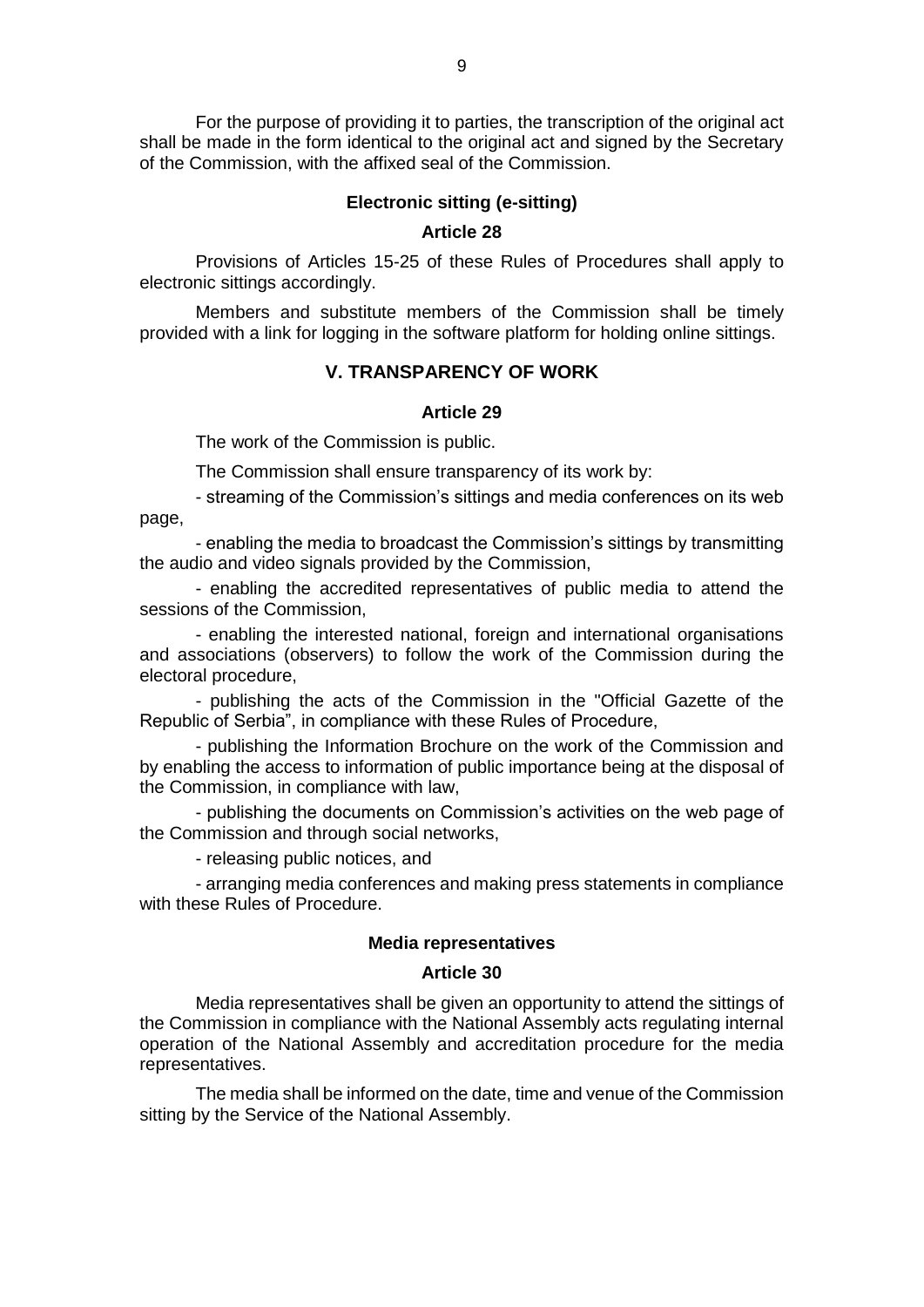For the purpose of providing it to parties, the transcription of the original act shall be made in the form identical to the original act and signed by the Secretary of the Commission, with the affixed seal of the Commission.

#### Electronic sitting (e-sitting)

#### Article 28

Provisions of Articles 15-25 of these Rules of Procedures shall apply to electronic sittings accordingly.

Members and substitute members of the Commission shall be timely provided with a link for logging in the software platform for holding online sittings.

## V. TRANSPARENCY OF WORK

#### Article 29

The work of the Commission is public.

The Commission shall ensure transparency of its work by:

- streaming of the Commission's sittings and media conferences on its web page,
- enabling the media to broadcast the Commission's sittings by transmitting the audio and video signals provided by the Commission,
- enabling the accredited representatives of public media to attend the sessions of the Commission,
- enabling the interested national, foreign and international organisations and associations (observers) to follow the work of the Commission during the electoral procedure,
- publishing the acts of the Commission in the "Official Gazette of the Republic of Serbia", in compliance with these Rules of Procedure,
- publishing the Information Brochure on the work of the Commission and by enabling the access to information of public importance being at the disposal of the Commission, in compliance with law,
- publishing the documents on Commission's activities on the web page of the Commission and through social networks,
- releasing public notices, and
- arranging media conferences and making press statements in compliance with these Rules of Procedure.

#### Media representatives

#### Article 30

Media representatives shall be given an opportunity to attend the sittings of the Commission in compliance with the National Assembly acts regulating internal operation of the National Assembly and accreditation procedure for the media representatives.

The media shall be informed on the date, time and venue of the Commission sitting by the Service of the National Assembly.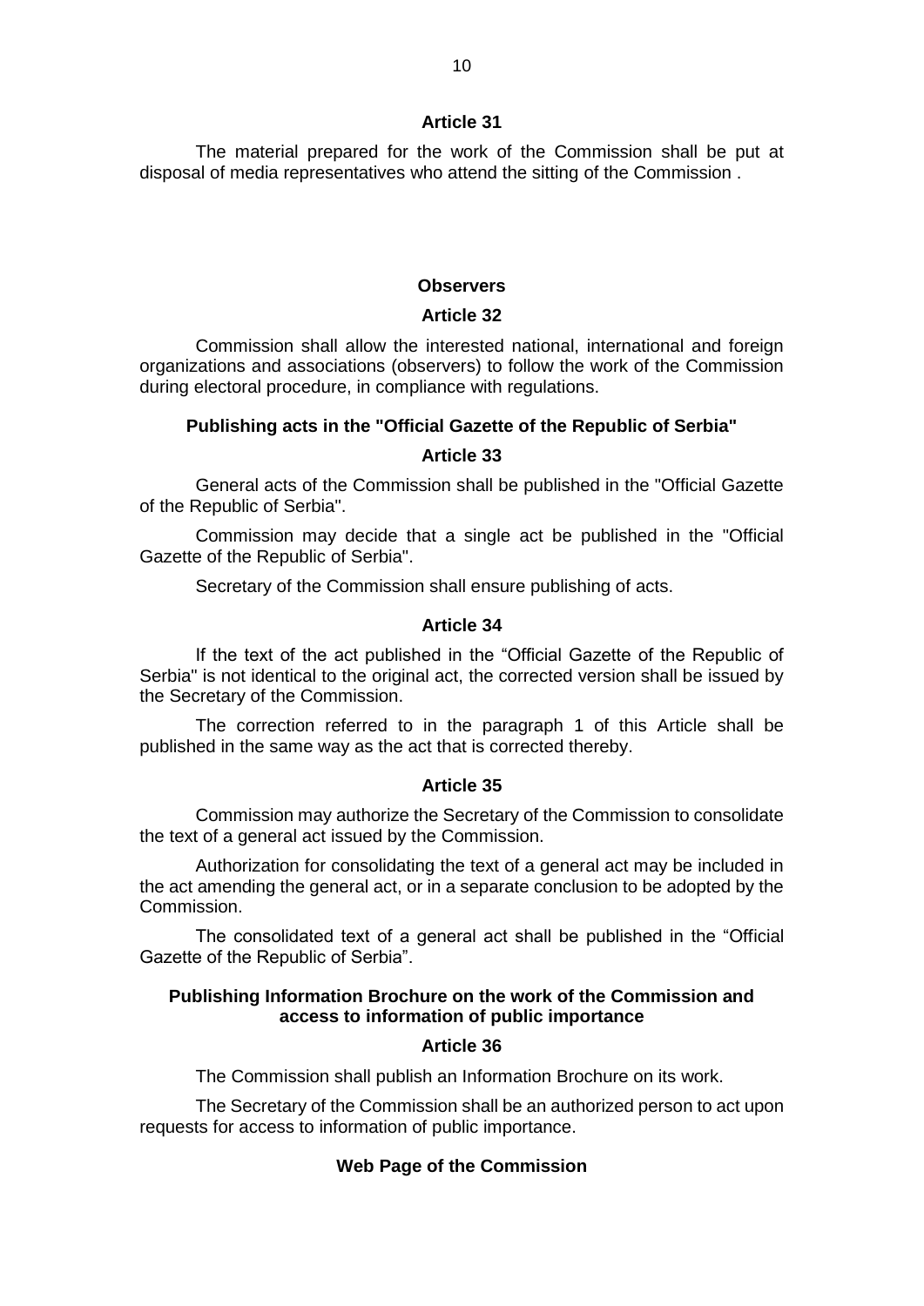**Article 31**

The material prepared for the work of the Commission shall be put at disposal of media representatives who attend the sitting of the Commission .

**Observers**

**Article 32**

Commission shall allow the interested national, international and foreign organizations and associations (observers) to follow the work of the Commission during electoral procedure, in compliance with regulations.

**Publishing acts in the "Official Gazette of the Republic of Serbia"**

**Article 33**

General acts of the Commission shall be published in the "Official Gazette of the Republic of Serbia".

Commission may decide that a single act be published in the "Official Gazette of the Republic of Serbia".

Secretary of the Commission shall ensure publishing of acts.

**Article 34**

If the text of the act published in the "Official Gazette of the Republic of Serbia" is not identical to the original act, the corrected version shall be issued by the Secretary of the Commission.

The correction referred to in the paragraph 1 of this Article shall be published in the same way as the act that is corrected thereby.

**Article 35**

Commission may authorize the Secretary of the Commission to consolidate the text of a general act issued by the Commission.

Authorization for consolidating the text of a general act may be included in the act amending the general act, or in a separate conclusion to be adopted by the Commission.

The consolidated text of a general act shall be published in the "Official Gazette of the Republic of Serbia".

**Publishing Information Brochure on the work of the Commission and access to information of public importance**

**Article 36**

The Commission shall publish an Information Brochure on its work.

The Secretary of the Commission shall be an authorized person to act upon requests for access to information of public importance.

**Web Page of the Commission**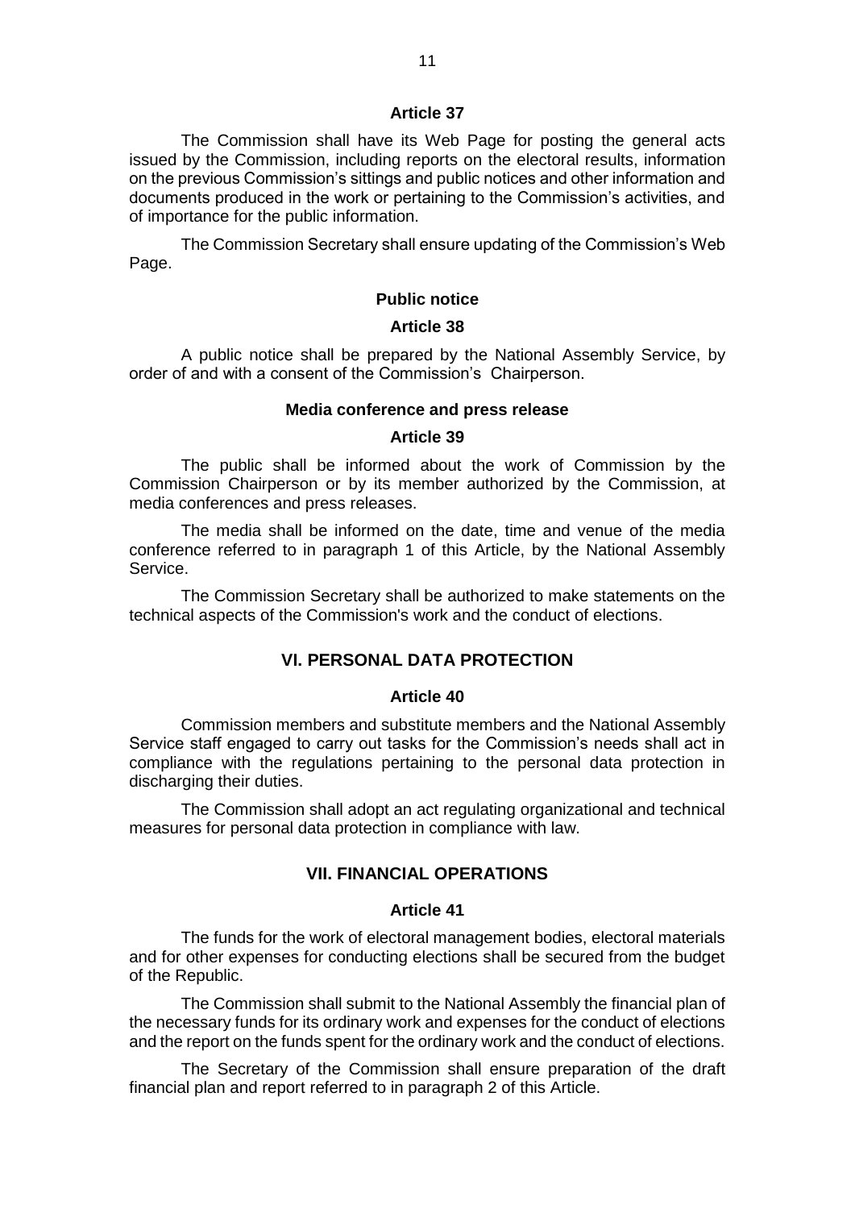**Article 37**

The Commission shall have its Web Page for posting the general acts issued by the Commission, including reports on the electoral results, information on the previous Commission's sittings and public notices and other information and documents produced in the work or pertaining to the Commission's activities, and of importance for the public information.

The Commission Secretary shall ensure updating of the Commission's Web Page.

**Public notice**

**Article 38**

A public notice shall be prepared by the National Assembly Service, by order of and with a consent of the Commission's Chairperson.

**Media conference and press release**

**Article 39**

The public shall be informed about the work of Commission by the Commission Chairperson or by its member authorized by the Commission, at media conferences and press releases.

The media shall be informed on the date, time and venue of the media conference referred to in paragraph 1 of this Article, by the National Assembly Service.

The Commission Secretary shall be authorized to make statements on the technical aspects of the Commission's work and the conduct of elections.

## VI. PERSONAL DATA PROTECTION

**Article 40**

Commission members and substitute members and the National Assembly Service staff engaged to carry out tasks for the Commission's needs shall act in compliance with the regulations pertaining to the personal data protection in discharging their duties.

The Commission shall adopt an act regulating organizational and technical measures for personal data protection in compliance with law.

## VII. FINANCIAL OPERATIONS

**Article 41**

The funds for the work of electoral management bodies, electoral materials and for other expenses for conducting elections shall be secured from the budget of the Republic.

The Commission shall submit to the National Assembly the financial plan of the necessary funds for its ordinary work and expenses for the conduct of elections and the report on the funds spent for the ordinary work and the conduct of elections.

The Secretary of the Commission shall ensure preparation of the draft financial plan and report referred to in paragraph 2 of this Article.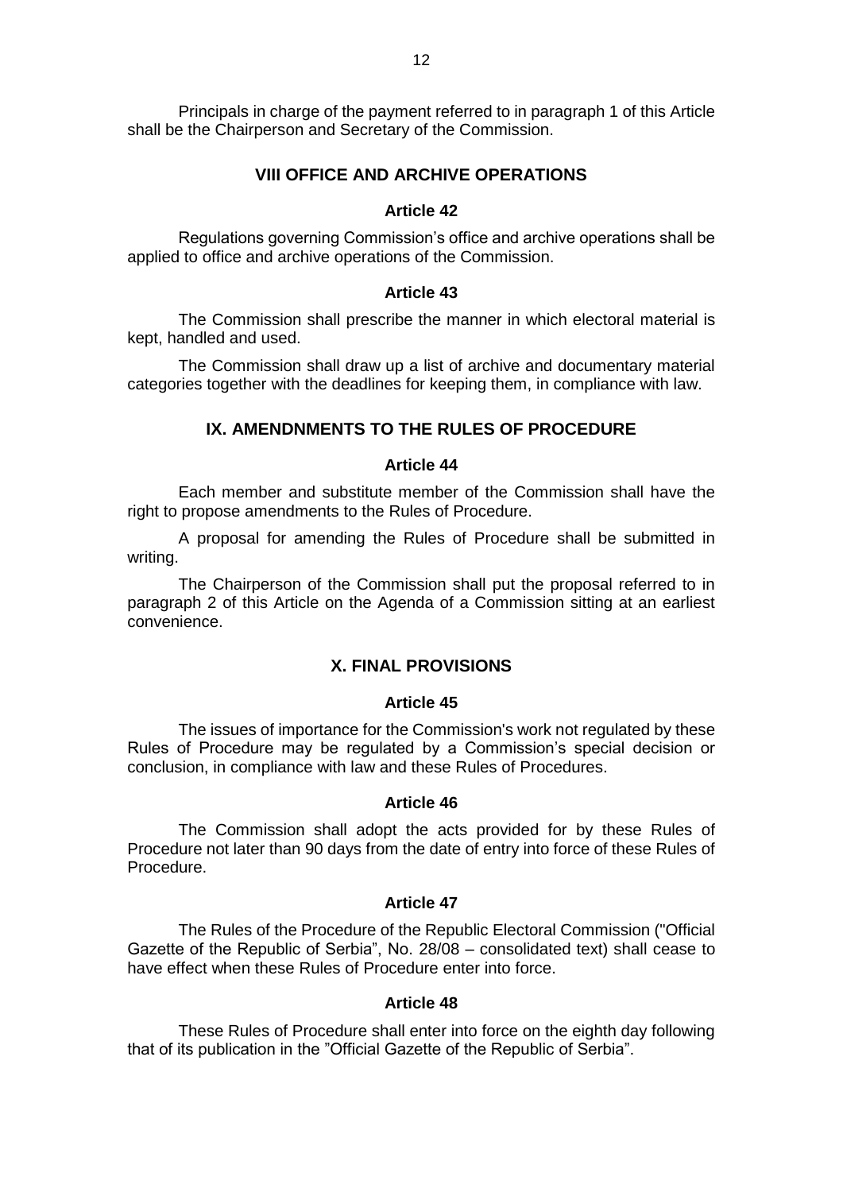Principals in charge of the payment referred to in paragraph 1 of this Article shall be the Chairperson and Secretary of the Commission.

## VIII OFFICE AND ARCHIVE OPERATIONS

### Article 42

Regulations governing Commission's office and archive operations shall be applied to office and archive operations of the Commission.

### Article 43

The Commission shall prescribe the manner in which electoral material is kept, handled and used.

The Commission shall draw up a list of archive and documentary material categories together with the deadlines for keeping them, in compliance with law.

## IX. AMENDNMENTS TO THE RULES OF PROCEDURE

### Article 44

Each member and substitute member of the Commission shall have the right to propose amendments to the Rules of Procedure.

A proposal for amending the Rules of Procedure shall be submitted in writing.

The Chairperson of the Commission shall put the proposal referred to in paragraph 2 of this Article on the Agenda of a Commission sitting at an earliest convenience.

## X. FINAL PROVISIONS

### Article 45

The issues of importance for the Commission's work not regulated by these Rules of Procedure may be regulated by a Commission's special decision or conclusion, in compliance with law and these Rules of Procedures.

### Article 46

The Commission shall adopt the acts provided for by these Rules of Procedure not later than 90 days from the date of entry into force of these Rules of Procedure.

### Article 47

The Rules of the Procedure of the Republic Electoral Commission ("Official Gazette of the Republic of Serbia", No. 28/08 – consolidated text) shall cease to have effect when these Rules of Procedure enter into force.

### Article 48

These Rules of Procedure shall enter into force on the eighth day following that of its publication in the "Official Gazette of the Republic of Serbia".